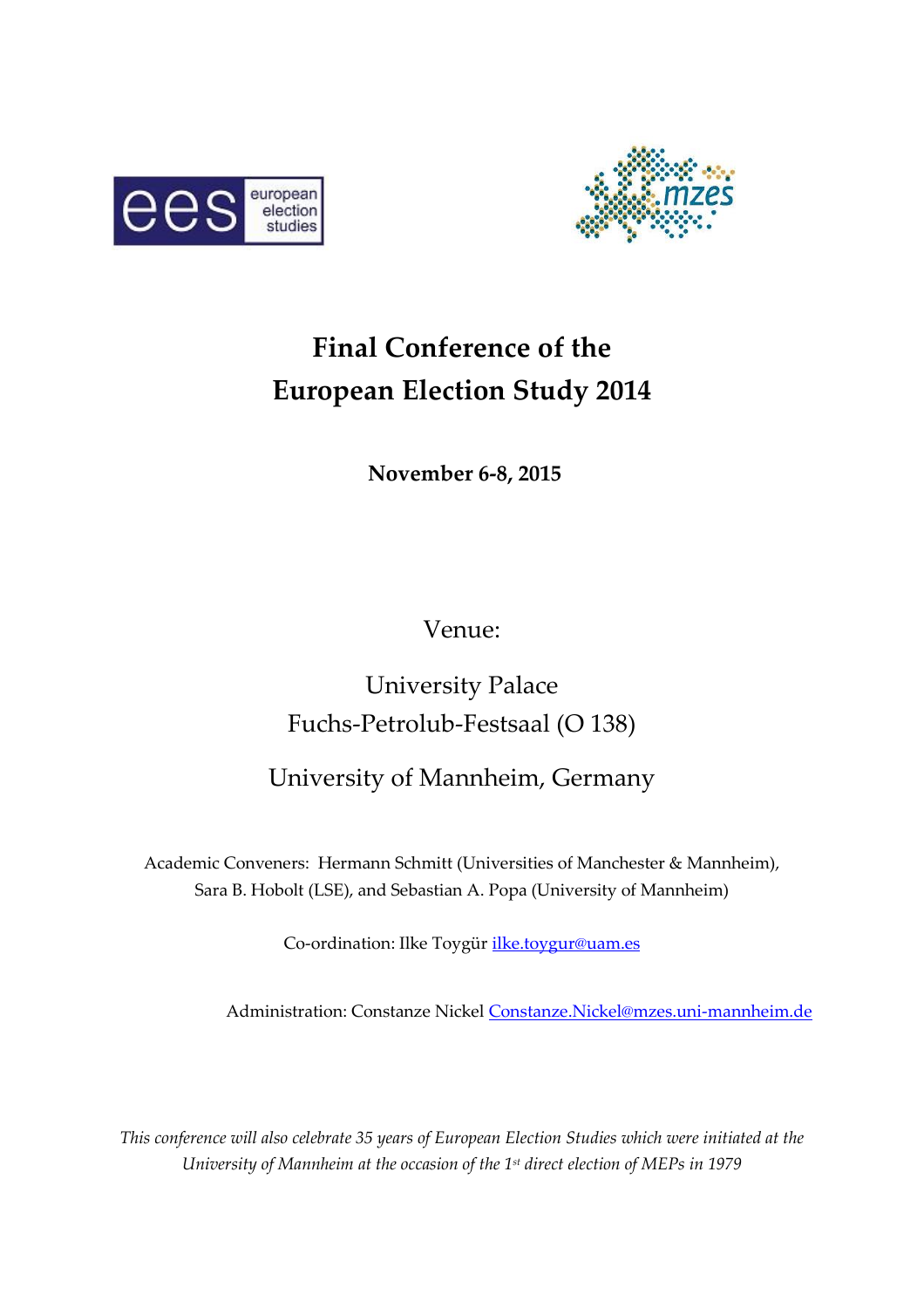# Final Conference of the European Election Study 2014

**November 6-8, 2015**

Venue:

University Palace
Fuchs-Petrolub-Festsaal (O 138)

University of Mannheim, Germany

Academic Conveners: Hermann Schmitt (Universities of Manchester & Mannheim), Sara B. Hobolt (LSE), and Sebastian A. Popa (University of Mannheim)

Co-ordination: Ilke Toygür ilke.toygur@uam.es

Administration: Constanze Nickel Constanze.Nickel@mzes.uni-mannheim.de

*This conference will also celebrate 35 years of European Election Studies which were initiated at the University of Mannheim at the occasion of the 1st direct election of MEPs in 1979*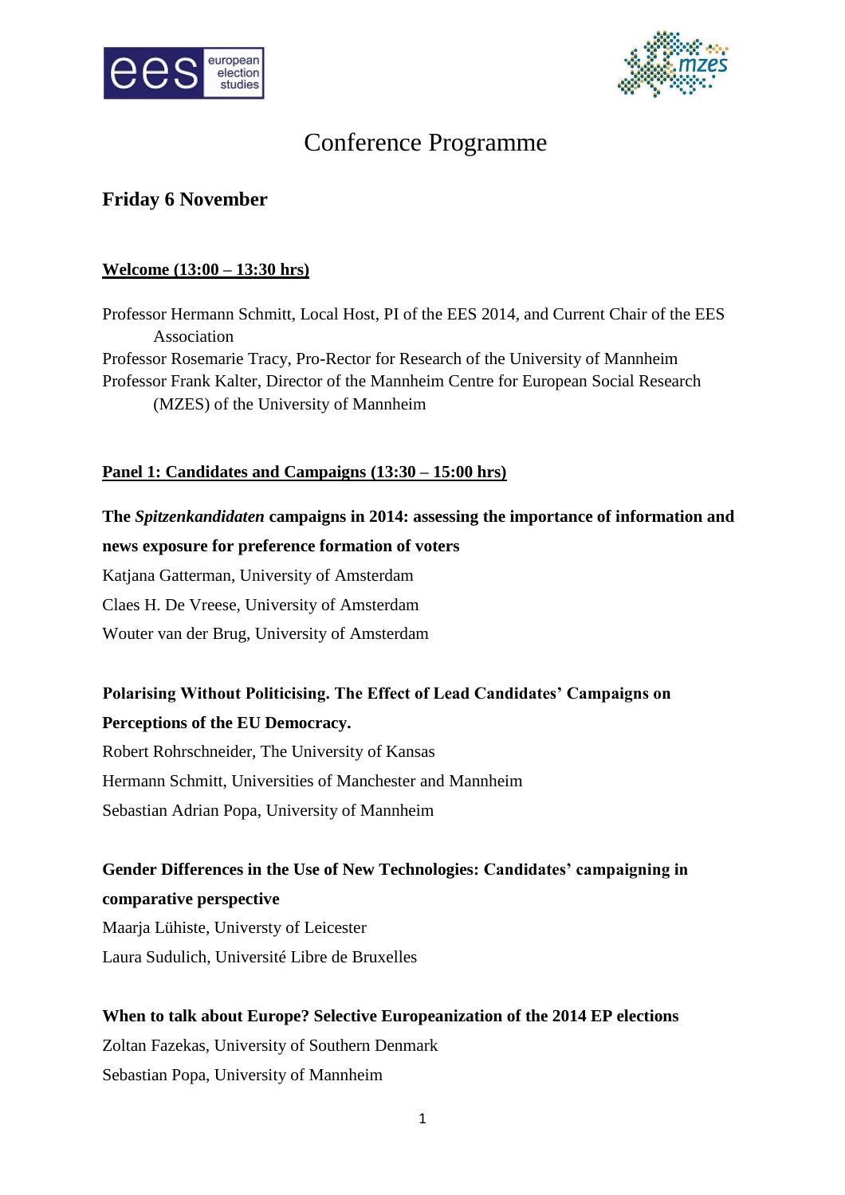# Conference Programme

## Friday 6 November

### Welcome (13:00 – 13:30 hrs)

Professor Hermann Schmitt, Local Host, PI of the EES 2014, and Current Chair of the EES Association
Professor Rosemarie Tracy, Pro-Rector for Research of the University of Mannheim
Professor Frank Kalter, Director of the Mannheim Centre for European Social Research (MZES) of the University of Mannheim

### Panel 1: Candidates and Campaigns (13:30 – 15:00 hrs)

**The *Spitzenkandidaten* campaigns in 2014: assessing the importance of information and news exposure for preference formation of voters**

Katjana Gatterman, University of Amsterdam
Claes H. De Vreese, University of Amsterdam
Wouter van der Brug, University of Amsterdam

**Polarising Without Politicising. The Effect of Lead Candidates' Campaigns on Perceptions of the EU Democracy.**

Robert Rohrschneider, The University of Kansas
Hermann Schmitt, Universities of Manchester and Mannheim
Sebastian Adrian Popa, University of Mannheim

**Gender Differences in the Use of New Technologies: Candidates' campaigning in comparative perspective**

Maarja Lühiste, Universty of Leicester
Laura Sudulich, Université Libre de Bruxelles

**When to talk about Europe? Selective Europeanization of the 2014 EP elections**

Zoltan Fazekas, University of Southern Denmark
Sebastian Popa, University of Mannheim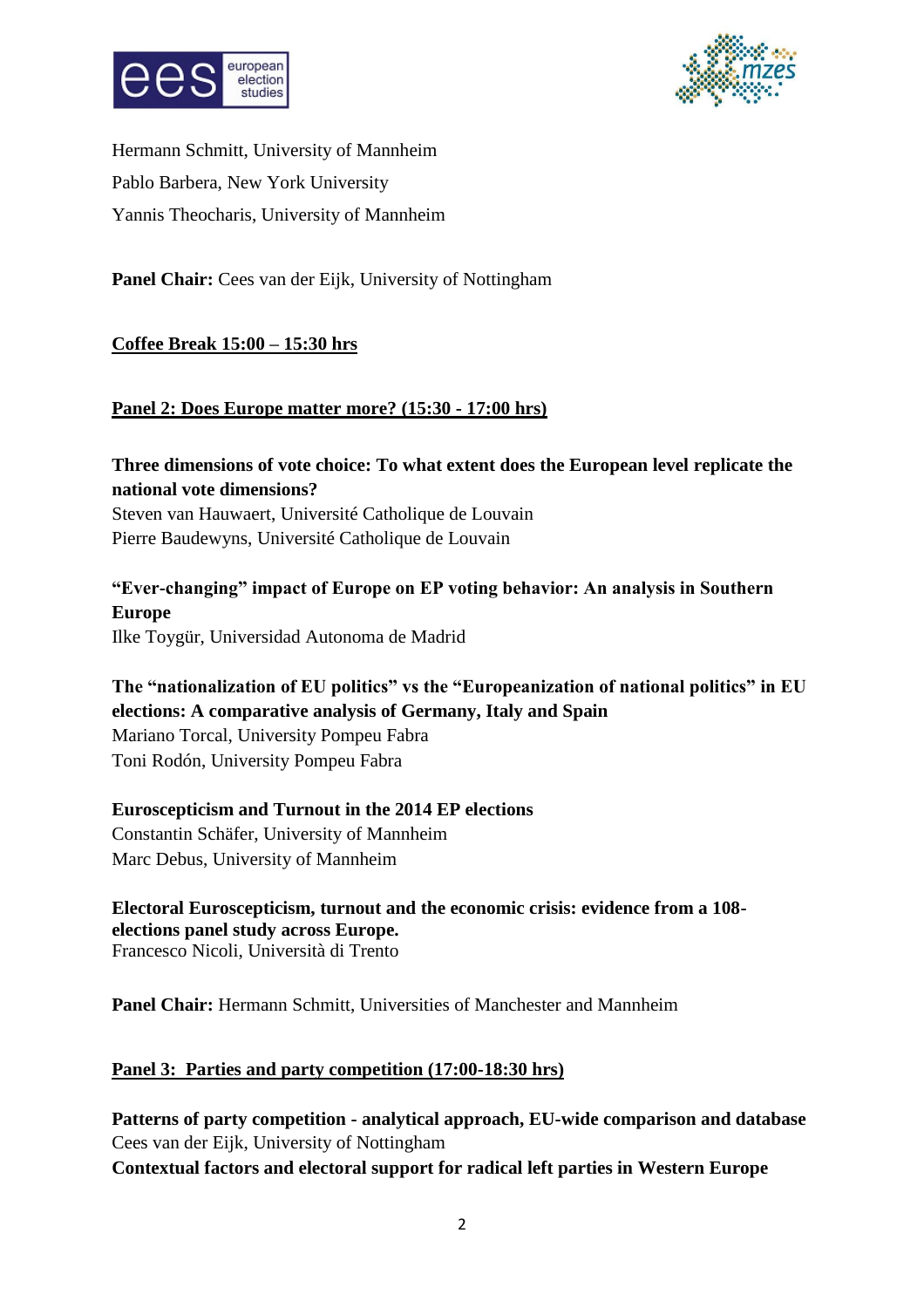Hermann Schmitt, University of Mannheim

Pablo Barbera, New York University

Yannis Theocharis, University of Mannheim

**Panel Chair:** Cees van der Eijk, University of Nottingham

**<u>Coffee Break 15:00 – 15:30 hrs</u>**

## <u>Panel 2: Does Europe matter more? (15:30 - 17:00 hrs)</u>

**Three dimensions of vote choice: To what extent does the European level replicate the national vote dimensions?**
Steven van Hauwaert, Université Catholique de Louvain
Pierre Baudewyns, Université Catholique de Louvain

**"Ever-changing" impact of Europe on EP voting behavior: An analysis in Southern Europe**
Ilke Toygür, Universidad Autonoma de Madrid

**The "nationalization of EU politics" vs the "Europeanization of national politics" in EU elections: A comparative analysis of Germany, Italy and Spain**
Mariano Torcal, University Pompeu Fabra
Toni Rodón, University Pompeu Fabra

**Euroscepticism and Turnout in the 2014 EP elections**
Constantin Schäfer, University of Mannheim
Marc Debus, University of Mannheim

**Electoral Euroscepticism, turnout and the economic crisis: evidence from a 108-elections panel study across Europe.**
Francesco Nicoli, Università di Trento

**Panel Chair:** Hermann Schmitt, Universities of Manchester and Mannheim

## <u>Panel 3: Parties and party competition (17:00-18:30 hrs)</u>

**Patterns of party competition - analytical approach, EU-wide comparison and database**
Cees van der Eijk, University of Nottingham
**Contextual factors and electoral support for radical left parties in Western Europe**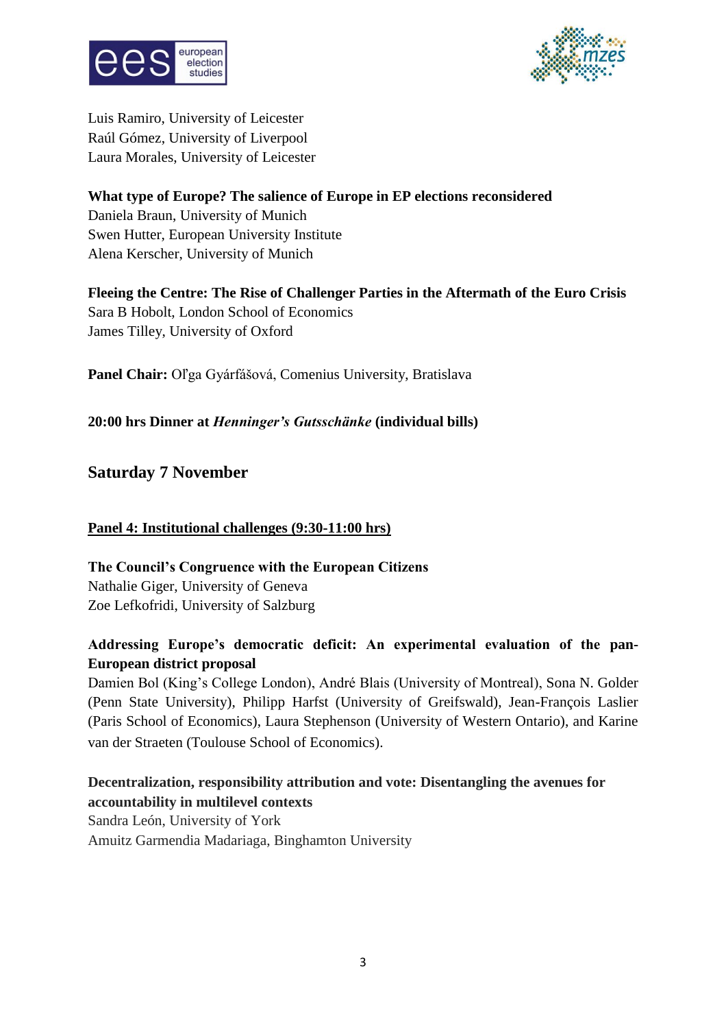Luis Ramiro, University of Leicester
Raúl Gómez, University of Liverpool
Laura Morales, University of Leicester

**What type of Europe? The salience of Europe in EP elections reconsidered**
Daniela Braun, University of Munich
Swen Hutter, European University Institute
Alena Kerscher, University of Munich

**Fleeing the Centre: The Rise of Challenger Parties in the Aftermath of the Euro Crisis**
Sara B Hobolt, London School of Economics
James Tilley, University of Oxford

**Panel Chair:** Oľga Gyárfášová, Comenius University, Bratislava

**20:00 hrs Dinner at *Henninger's Gutsschänke* (individual bills)**

## Saturday 7 November

**Panel 4: Institutional challenges (9:30-11:00 hrs)**

**The Council's Congruence with the European Citizens**
Nathalie Giger, University of Geneva
Zoe Lefkofridi, University of Salzburg

**Addressing Europe's democratic deficit: An experimental evaluation of the pan-European district proposal**
Damien Bol (King's College London), André Blais (University of Montreal), Sona N. Golder (Penn State University), Philipp Harfst (University of Greifswald), Jean-François Laslier (Paris School of Economics), Laura Stephenson (University of Western Ontario), and Karine van der Straeten (Toulouse School of Economics).

**Decentralization, responsibility attribution and vote: Disentangling the avenues for accountability in multilevel contexts**
Sandra León, University of York
Amuitz Garmendia Madariaga, Binghamton University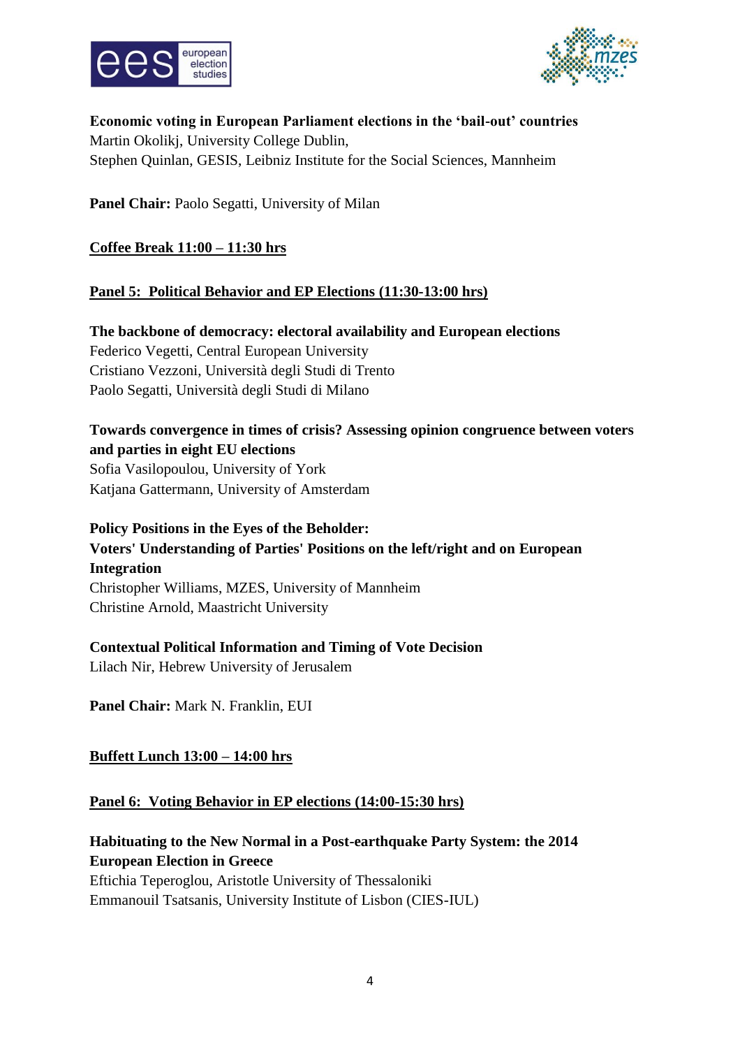**Economic voting in European Parliament elections in the 'bail-out' countries**
Martin Okolikj, University College Dublin,
Stephen Quinlan, GESIS, Leibniz Institute for the Social Sciences, Mannheim

**Panel Chair:** Paolo Segatti, University of Milan

**Coffee Break 11:00 – 11:30 hrs**

## Panel 5: Political Behavior and EP Elections (11:30-13:00 hrs)

**The backbone of democracy: electoral availability and European elections**
Federico Vegetti, Central European University
Cristiano Vezzoni, Università degli Studi di Trento
Paolo Segatti, Università degli Studi di Milano

**Towards convergence in times of crisis? Assessing opinion congruence between voters and parties in eight EU elections**
Sofia Vasilopoulou, University of York
Katjana Gattermann, University of Amsterdam

**Policy Positions in the Eyes of the Beholder:**
**Voters' Understanding of Parties' Positions on the left/right and on European Integration**
Christopher Williams, MZES, University of Mannheim
Christine Arnold, Maastricht University

**Contextual Political Information and Timing of Vote Decision**
Lilach Nir, Hebrew University of Jerusalem

**Panel Chair:** Mark N. Franklin, EUI

**Buffett Lunch 13:00 – 14:00 hrs**

## Panel 6: Voting Behavior in EP elections (14:00-15:30 hrs)

**Habituating to the New Normal in a Post-earthquake Party System: the 2014 European Election in Greece**
Eftichia Teperoglou, Aristotle University of Thessaloniki
Emmanouil Tsatsanis, University Institute of Lisbon (CIES-IUL)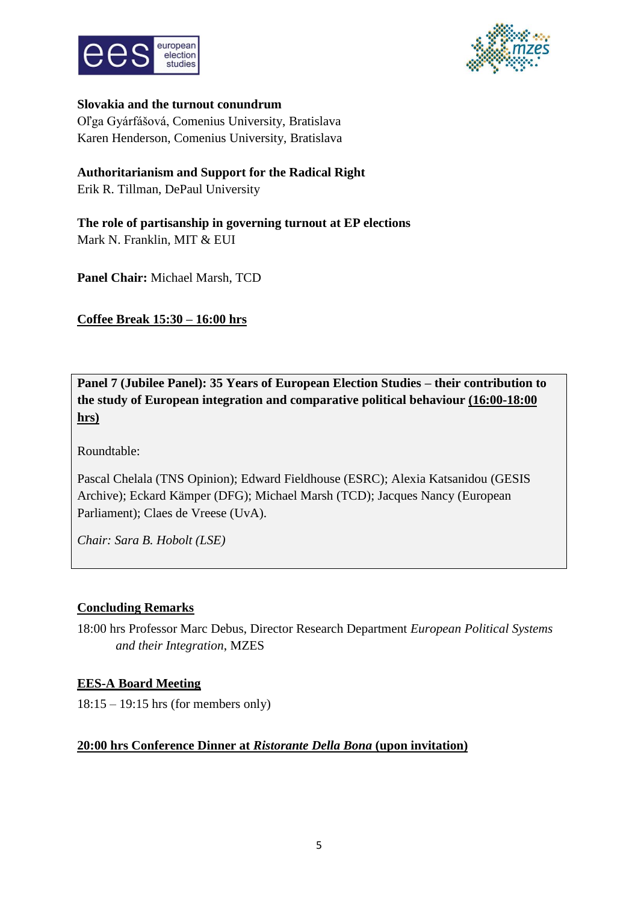**Slovakia and the turnout conundrum**
Oľga Gyárfášová, Comenius University, Bratislava
Karen Henderson, Comenius University, Bratislava

**Authoritarianism and Support for the Radical Right**
Erik R. Tillman, DePaul University

**The role of partisanship in governing turnout at EP elections**
Mark N. Franklin, MIT & EUI

**Panel Chair:** Michael Marsh, TCD

**Coffee Break 15:30 – 16:00 hrs**

**Panel 7 (Jubilee Panel): 35 Years of European Election Studies – their contribution to the study of European integration and comparative political behaviour (16:00-18:00 hrs)**

Roundtable:

Pascal Chelala (TNS Opinion); Edward Fieldhouse (ESRC); Alexia Katsanidou (GESIS Archive); Eckard Kämper (DFG); Michael Marsh (TCD); Jacques Nancy (European Parliament); Claes de Vreese (UvA).

*Chair: Sara B. Hobolt (LSE)*

**Concluding Remarks**

18:00 hrs Professor Marc Debus, Director Research Department *European Political Systems and their Integration*, MZES

**EES-A Board Meeting**

18:15 – 19:15 hrs (for members only)

**20:00 hrs Conference Dinner at *Ristorante Della Bona* (upon invitation)**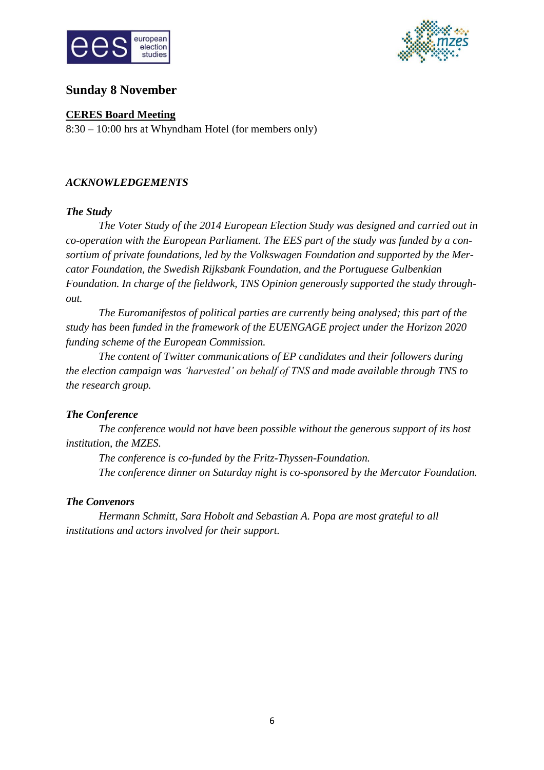## Sunday 8 November

**CERES Board Meeting**

8:30 – 10:00 hrs at Whyndham Hotel (for members only)

### *ACKNOWLEDGEMENTS*

***The Study***

*The Voter Study of the 2014 European Election Study was designed and carried out in co-operation with the European Parliament. The EES part of the study was funded by a consortium of private foundations, led by the Volkswagen Foundation and supported by the Mercator Foundation, the Swedish Rijksbank Foundation, and the Portuguese Gulbenkian Foundation. In charge of the fieldwork, TNS Opinion generously supported the study throughout.*

*The Euromanifestos of political parties are currently being analysed; this part of the study has been funded in the framework of the EUENGAGE project under the Horizon 2020 funding scheme of the European Commission.*

*The content of Twitter communications of EP candidates and their followers during the election campaign was 'harvested' on behalf of TNS and made available through TNS to the research group.*

***The Conference***

*The conference would not have been possible without the generous support of its host institution, the MZES.*

*The conference is co-funded by the Fritz-Thyssen-Foundation.*

*The conference dinner on Saturday night is co-sponsored by the Mercator Foundation.*

***The Convenors***

*Hermann Schmitt, Sara Hobolt and Sebastian A. Popa are most grateful to all institutions and actors involved for their support.*